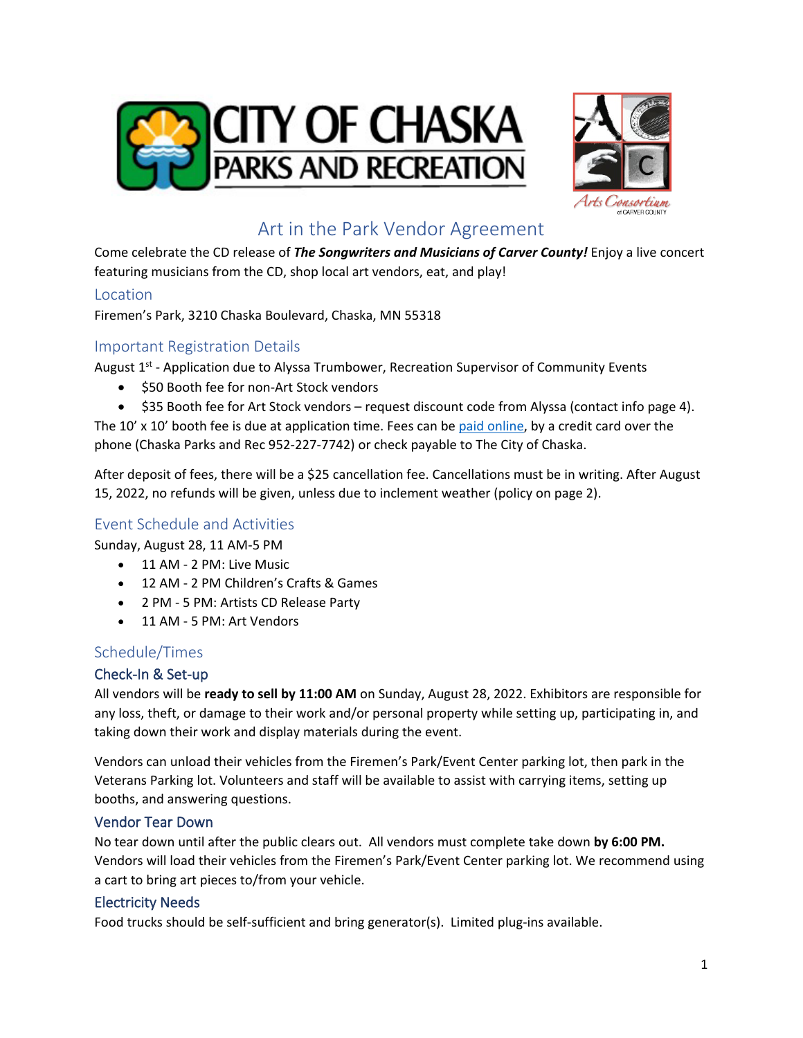# Art in the Park Vendor Agreement

Come celebrate the CD release of ***The Songwriters and Musicians of Carver County!*** Enjoy a live concert featuring musicians from the CD, shop local art vendors, eat, and play!

## Location

Firemen's Park, 3210 Chaska Boulevard, Chaska, MN 55318

## Important Registration Details

August 1st - Application due to Alyssa Trumbower, Recreation Supervisor of Community Events

- $50 Booth fee for non-Art Stock vendors
- $35 Booth fee for Art Stock vendors – request discount code from Alyssa (contact info page 4).

The 10' x 10' booth fee is due at application time. Fees can be paid online, by a credit card over the phone (Chaska Parks and Rec 952-227-7742) or check payable to The City of Chaska.

After deposit of fees, there will be a $25 cancellation fee. Cancellations must be in writing. After August 15, 2022, no refunds will be given, unless due to inclement weather (policy on page 2).

## Event Schedule and Activities

Sunday, August 28, 11 AM-5 PM

- 11 AM - 2 PM: Live Music
- 12 AM - 2 PM Children's Crafts & Games
- 2 PM - 5 PM: Artists CD Release Party
- 11 AM - 5 PM: Art Vendors

## Schedule/Times

### Check-In & Set-up

All vendors will be **ready to sell by 11:00 AM** on Sunday, August 28, 2022. Exhibitors are responsible for any loss, theft, or damage to their work and/or personal property while setting up, participating in, and taking down their work and display materials during the event.

Vendors can unload their vehicles from the Firemen's Park/Event Center parking lot, then park in the Veterans Parking lot. Volunteers and staff will be available to assist with carrying items, setting up booths, and answering questions.

### Vendor Tear Down

No tear down until after the public clears out. All vendors must complete take down **by 6:00 PM.** Vendors will load their vehicles from the Firemen's Park/Event Center parking lot. We recommend using a cart to bring art pieces to/from your vehicle.

### Electricity Needs

Food trucks should be self-sufficient and bring generator(s). Limited plug-ins available.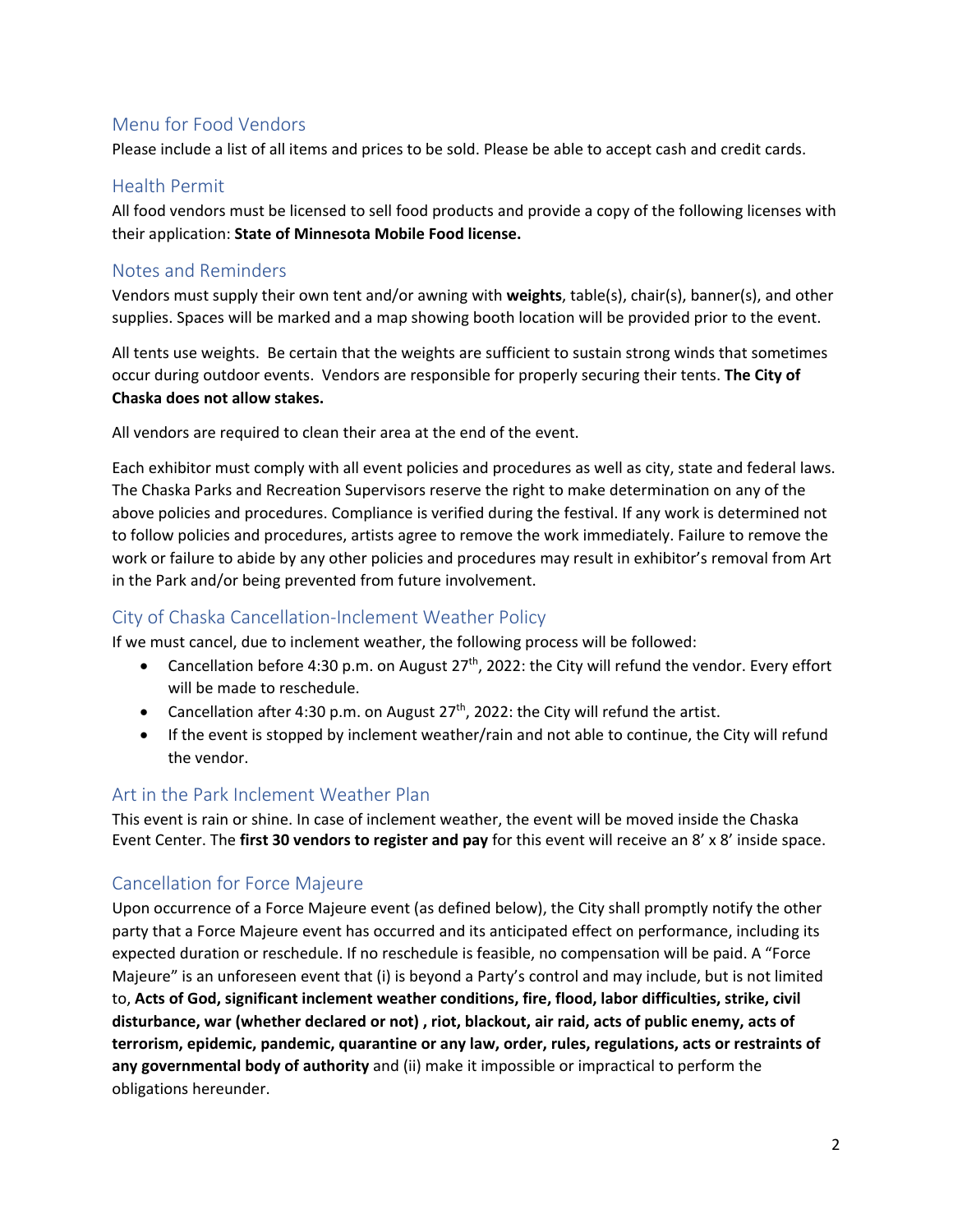## Menu for Food Vendors

Please include a list of all items and prices to be sold. Please be able to accept cash and credit cards.

## Health Permit

All food vendors must be licensed to sell food products and provide a copy of the following licenses with their application: **State of Minnesota Mobile Food license.**

## Notes and Reminders

Vendors must supply their own tent and/or awning with **weights**, table(s), chair(s), banner(s), and other supplies. Spaces will be marked and a map showing booth location will be provided prior to the event.

All tents use weights. Be certain that the weights are sufficient to sustain strong winds that sometimes occur during outdoor events. Vendors are responsible for properly securing their tents. **The City of Chaska does not allow stakes.**

All vendors are required to clean their area at the end of the event.

Each exhibitor must comply with all event policies and procedures as well as city, state and federal laws. The Chaska Parks and Recreation Supervisors reserve the right to make determination on any of the above policies and procedures. Compliance is verified during the festival. If any work is determined not to follow policies and procedures, artists agree to remove the work immediately. Failure to remove the work or failure to abide by any other policies and procedures may result in exhibitor's removal from Art in the Park and/or being prevented from future involvement.

## City of Chaska Cancellation-Inclement Weather Policy

If we must cancel, due to inclement weather, the following process will be followed:

- Cancellation before 4:30 p.m. on August 27th, 2022: the City will refund the vendor. Every effort will be made to reschedule.
- Cancellation after 4:30 p.m. on August 27th, 2022: the City will refund the artist.
- If the event is stopped by inclement weather/rain and not able to continue, the City will refund the vendor.

## Art in the Park Inclement Weather Plan

This event is rain or shine. In case of inclement weather, the event will be moved inside the Chaska Event Center. The **first 30 vendors to register and pay** for this event will receive an 8' x 8' inside space.

## Cancellation for Force Majeure

Upon occurrence of a Force Majeure event (as defined below), the City shall promptly notify the other party that a Force Majeure event has occurred and its anticipated effect on performance, including its expected duration or reschedule. If no reschedule is feasible, no compensation will be paid. A "Force Majeure" is an unforeseen event that (i) is beyond a Party's control and may include, but is not limited to, **Acts of God, significant inclement weather conditions, fire, flood, labor difficulties, strike, civil disturbance, war (whether declared or not) , riot, blackout, air raid, acts of public enemy, acts of terrorism, epidemic, pandemic, quarantine or any law, order, rules, regulations, acts or restraints of any governmental body of authority** and (ii) make it impossible or impractical to perform the obligations hereunder.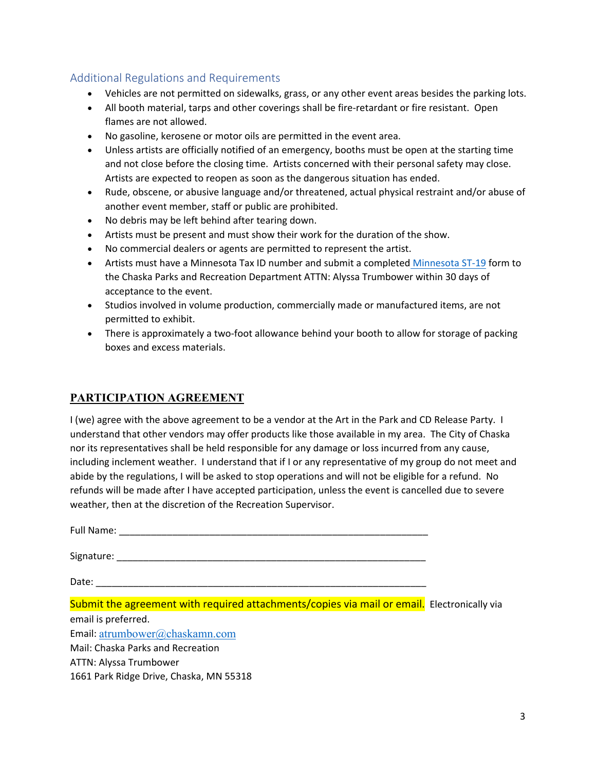## Additional Regulations and Requirements

- Vehicles are not permitted on sidewalks, grass, or any other event areas besides the parking lots.
- All booth material, tarps and other coverings shall be fire-retardant or fire resistant. Open flames are not allowed.
- No gasoline, kerosene or motor oils are permitted in the event area.
- Unless artists are officially notified of an emergency, booths must be open at the starting time and not close before the closing time. Artists concerned with their personal safety may close. Artists are expected to reopen as soon as the dangerous situation has ended.
- Rude, obscene, or abusive language and/or threatened, actual physical restraint and/or abuse of another event member, staff or public are prohibited.
- No debris may be left behind after tearing down.
- Artists must be present and must show their work for the duration of the show.
- No commercial dealers or agents are permitted to represent the artist.
- Artists must have a Minnesota Tax ID number and submit a completed Minnesota ST-19 form to the Chaska Parks and Recreation Department ATTN: Alyssa Trumbower within 30 days of acceptance to the event.
- Studios involved in volume production, commercially made or manufactured items, are not permitted to exhibit.
- There is approximately a two-foot allowance behind your booth to allow for storage of packing boxes and excess materials.

## PARTICIPATION AGREEMENT

I (we) agree with the above agreement to be a vendor at the Art in the Park and CD Release Party. I understand that other vendors may offer products like those available in my area. The City of Chaska nor its representatives shall be held responsible for any damage or loss incurred from any cause, including inclement weather. I understand that if I or any representative of my group do not meet and abide by the regulations, I will be asked to stop operations and will not be eligible for a refund. No refunds will be made after I have accepted participation, unless the event is cancelled due to severe weather, then at the discretion of the Recreation Supervisor.

Full Name: ____________________________________________________________

Signature: ____________________________________________________________

Date: ________________________________________________________________

Submit the agreement with required attachments/copies via mail or email. Electronically via email is preferred.
Email: atrumbower@chaskamn.com
Mail: Chaska Parks and Recreation
ATTN: Alyssa Trumbower
1661 Park Ridge Drive, Chaska, MN 55318